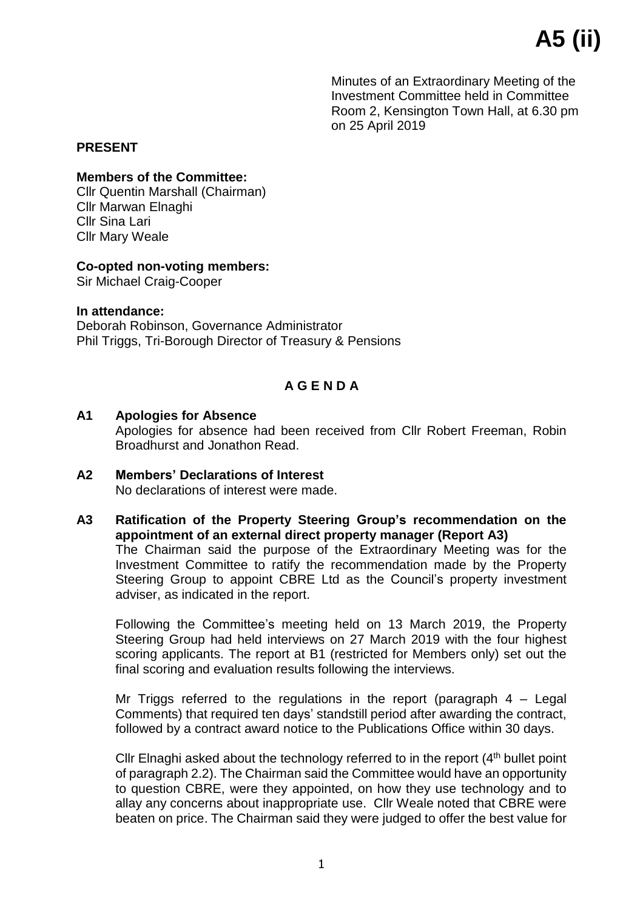# A5 (ii)

Minutes of an Extraordinary Meeting of the Investment Committee held in Committee Room 2, Kensington Town Hall, at 6.30 pm on 25 April 2019

**PRESENT**

**Members of the Committee:**
Cllr Quentin Marshall (Chairman)
Cllr Marwan Elnaghi
Cllr Sina Lari
Cllr Mary Weale

**Co-opted non-voting members:**
Sir Michael Craig-Cooper

**In attendance:**
Deborah Robinson, Governance Administrator
Phil Triggs, Tri-Borough Director of Treasury & Pensions

## A G E N D A

**A1 Apologies for Absence**

Apologies for absence had been received from Cllr Robert Freeman, Robin Broadhurst and Jonathon Read.

**A2 Members' Declarations of Interest**

No declarations of interest were made.

**A3 Ratification of the Property Steering Group's recommendation on the appointment of an external direct property manager (Report A3)**

The Chairman said the purpose of the Extraordinary Meeting was for the Investment Committee to ratify the recommendation made by the Property Steering Group to appoint CBRE Ltd as the Council's property investment adviser, as indicated in the report.

Following the Committee's meeting held on 13 March 2019, the Property Steering Group had held interviews on 27 March 2019 with the four highest scoring applicants. The report at B1 (restricted for Members only) set out the final scoring and evaluation results following the interviews.

Mr Triggs referred to the regulations in the report (paragraph 4 – Legal Comments) that required ten days' standstill period after awarding the contract, followed by a contract award notice to the Publications Office within 30 days.

Cllr Elnaghi asked about the technology referred to in the report (4th bullet point of paragraph 2.2). The Chairman said the Committee would have an opportunity to question CBRE, were they appointed, on how they use technology and to allay any concerns about inappropriate use. Cllr Weale noted that CBRE were beaten on price. The Chairman said they were judged to offer the best value for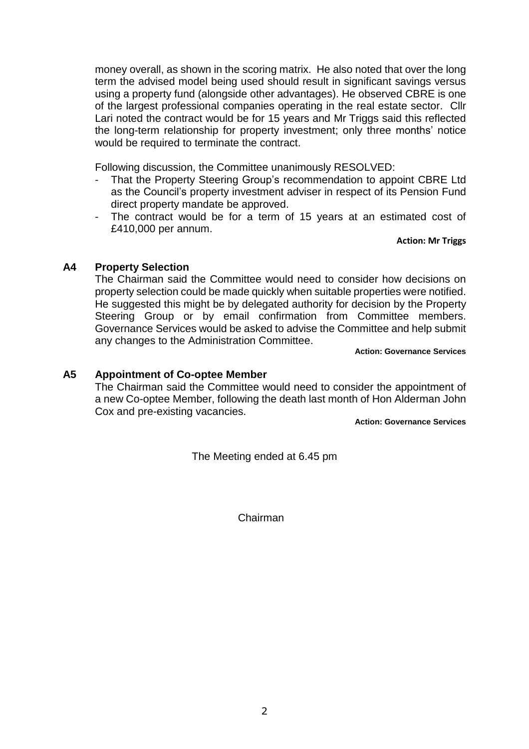money overall, as shown in the scoring matrix. He also noted that over the long term the advised model being used should result in significant savings versus using a property fund (alongside other advantages). He observed CBRE is one of the largest professional companies operating in the real estate sector. Cllr Lari noted the contract would be for 15 years and Mr Triggs said this reflected the long-term relationship for property investment; only three months' notice would be required to terminate the contract.

Following discussion, the Committee unanimously RESOLVED:

- That the Property Steering Group's recommendation to appoint CBRE Ltd as the Council's property investment adviser in respect of its Pension Fund direct property mandate be approved.
- The contract would be for a term of 15 years at an estimated cost of £410,000 per annum.

**Action: Mr Triggs**

### A4 Property Selection

The Chairman said the Committee would need to consider how decisions on property selection could be made quickly when suitable properties were notified. He suggested this might be by delegated authority for decision by the Property Steering Group or by email confirmation from Committee members. Governance Services would be asked to advise the Committee and help submit any changes to the Administration Committee.

**Action: Governance Services**

### A5 Appointment of Co-optee Member

The Chairman said the Committee would need to consider the appointment of a new Co-optee Member, following the death last month of Hon Alderman John Cox and pre-existing vacancies.

**Action: Governance Services**

The Meeting ended at 6.45 pm

Chairman